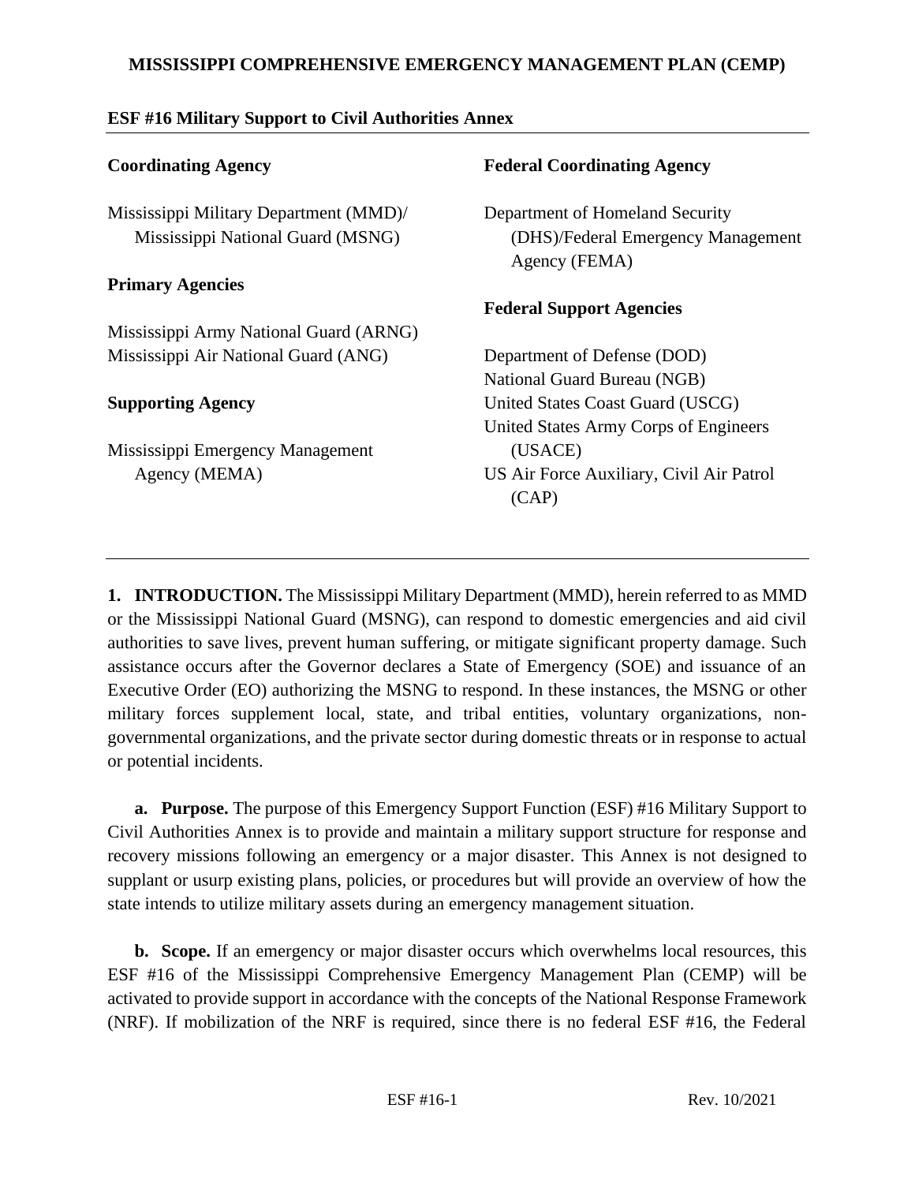# MISSISSIPPI COMPREHENSIVE EMERGENCY MANAGEMENT PLAN (CEMP)

## ESF #16 Military Support to Civil Authorities Annex

**Coordinating Agency**

Mississippi Military Department (MMD)/ Mississippi National Guard (MSNG)

**Primary Agencies**

Mississippi Army National Guard (ARNG)
Mississippi Air National Guard (ANG)

**Supporting Agency**

Mississippi Emergency Management Agency (MEMA)

**Federal Coordinating Agency**

Department of Homeland Security (DHS)/Federal Emergency Management Agency (FEMA)

**Federal Support Agencies**

Department of Defense (DOD)
National Guard Bureau (NGB)
United States Coast Guard (USCG)
United States Army Corps of Engineers (USACE)
US Air Force Auxiliary, Civil Air Patrol (CAP)

---

**1. INTRODUCTION.** The Mississippi Military Department (MMD), herein referred to as MMD or the Mississippi National Guard (MSNG), can respond to domestic emergencies and aid civil authorities to save lives, prevent human suffering, or mitigate significant property damage. Such assistance occurs after the Governor declares a State of Emergency (SOE) and issuance of an Executive Order (EO) authorizing the MSNG to respond. In these instances, the MSNG or other military forces supplement local, state, and tribal entities, voluntary organizations, non-governmental organizations, and the private sector during domestic threats or in response to actual or potential incidents.

**a. Purpose.** The purpose of this Emergency Support Function (ESF) #16 Military Support to Civil Authorities Annex is to provide and maintain a military support structure for response and recovery missions following an emergency or a major disaster. This Annex is not designed to supplant or usurp existing plans, policies, or procedures but will provide an overview of how the state intends to utilize military assets during an emergency management situation.

**b. Scope.** If an emergency or major disaster occurs which overwhelms local resources, this ESF #16 of the Mississippi Comprehensive Emergency Management Plan (CEMP) will be activated to provide support in accordance with the concepts of the National Response Framework (NRF). If mobilization of the NRF is required, since there is no federal ESF #16, the Federal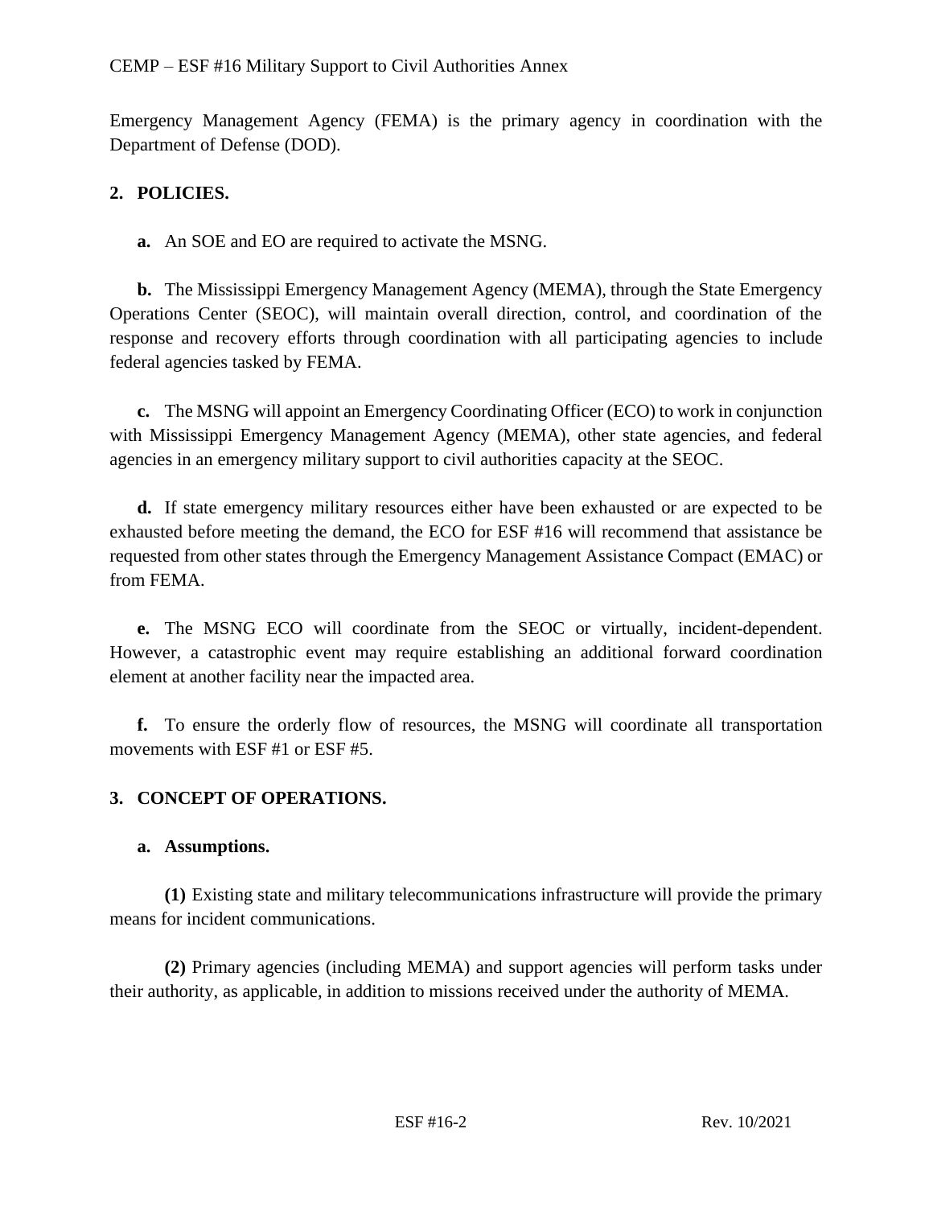Emergency Management Agency (FEMA) is the primary agency in coordination with the Department of Defense (DOD).

## 2. POLICIES.

**a.** An SOE and EO are required to activate the MSNG.

**b.** The Mississippi Emergency Management Agency (MEMA), through the State Emergency Operations Center (SEOC), will maintain overall direction, control, and coordination of the response and recovery efforts through coordination with all participating agencies to include federal agencies tasked by FEMA.

**c.** The MSNG will appoint an Emergency Coordinating Officer (ECO) to work in conjunction with Mississippi Emergency Management Agency (MEMA), other state agencies, and federal agencies in an emergency military support to civil authorities capacity at the SEOC.

**d.** If state emergency military resources either have been exhausted or are expected to be exhausted before meeting the demand, the ECO for ESF #16 will recommend that assistance be requested from other states through the Emergency Management Assistance Compact (EMAC) or from FEMA.

**e.** The MSNG ECO will coordinate from the SEOC or virtually, incident-dependent. However, a catastrophic event may require establishing an additional forward coordination element at another facility near the impacted area.

**f.** To ensure the orderly flow of resources, the MSNG will coordinate all transportation movements with ESF #1 or ESF #5.

## 3. CONCEPT OF OPERATIONS.

### a. Assumptions.

**(1)** Existing state and military telecommunications infrastructure will provide the primary means for incident communications.

**(2)** Primary agencies (including MEMA) and support agencies will perform tasks under their authority, as applicable, in addition to missions received under the authority of MEMA.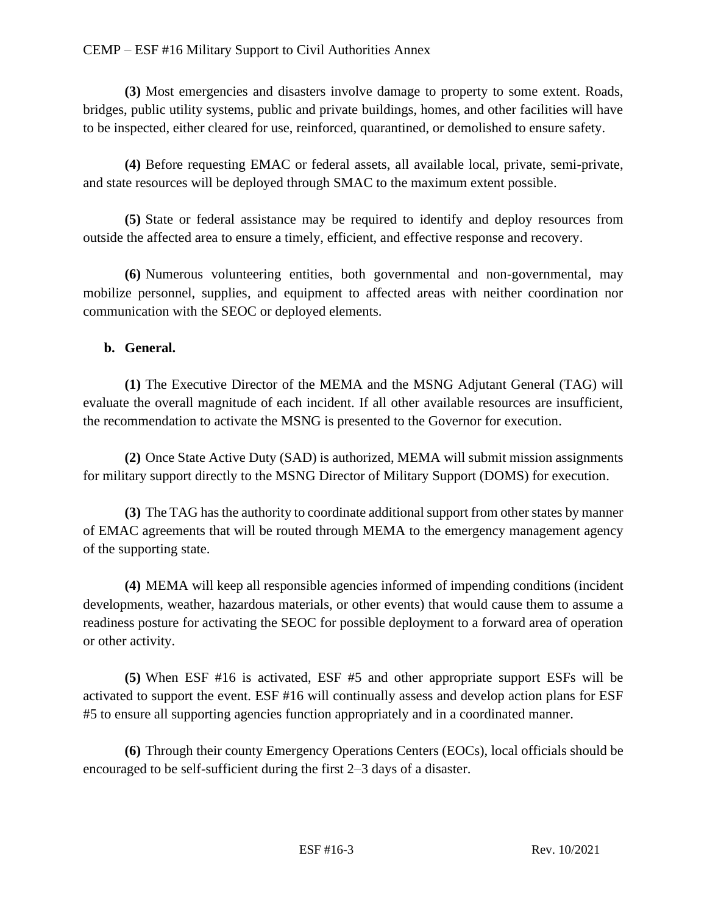**(3)** Most emergencies and disasters involve damage to property to some extent. Roads, bridges, public utility systems, public and private buildings, homes, and other facilities will have to be inspected, either cleared for use, reinforced, quarantined, or demolished to ensure safety.

**(4)** Before requesting EMAC or federal assets, all available local, private, semi-private, and state resources will be deployed through SMAC to the maximum extent possible.

**(5)** State or federal assistance may be required to identify and deploy resources from outside the affected area to ensure a timely, efficient, and effective response and recovery.

**(6)** Numerous volunteering entities, both governmental and non-governmental, may mobilize personnel, supplies, and equipment to affected areas with neither coordination nor communication with the SEOC or deployed elements.

**b. General.**

**(1)** The Executive Director of the MEMA and the MSNG Adjutant General (TAG) will evaluate the overall magnitude of each incident. If all other available resources are insufficient, the recommendation to activate the MSNG is presented to the Governor for execution.

**(2)** Once State Active Duty (SAD) is authorized, MEMA will submit mission assignments for military support directly to the MSNG Director of Military Support (DOMS) for execution.

**(3)** The TAG has the authority to coordinate additional support from other states by manner of EMAC agreements that will be routed through MEMA to the emergency management agency of the supporting state.

**(4)** MEMA will keep all responsible agencies informed of impending conditions (incident developments, weather, hazardous materials, or other events) that would cause them to assume a readiness posture for activating the SEOC for possible deployment to a forward area of operation or other activity.

**(5)** When ESF #16 is activated, ESF #5 and other appropriate support ESFs will be activated to support the event. ESF #16 will continually assess and develop action plans for ESF #5 to ensure all supporting agencies function appropriately and in a coordinated manner.

**(6)** Through their county Emergency Operations Centers (EOCs), local officials should be encouraged to be self-sufficient during the first 2–3 days of a disaster.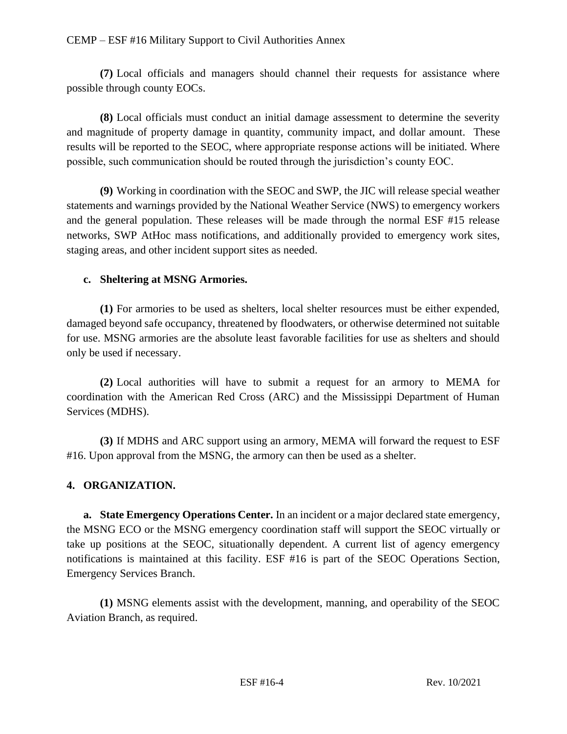**(7)** Local officials and managers should channel their requests for assistance where possible through county EOCs.

**(8)** Local officials must conduct an initial damage assessment to determine the severity and magnitude of property damage in quantity, community impact, and dollar amount. These results will be reported to the SEOC, where appropriate response actions will be initiated. Where possible, such communication should be routed through the jurisdiction's county EOC.

**(9)** Working in coordination with the SEOC and SWP, the JIC will release special weather statements and warnings provided by the National Weather Service (NWS) to emergency workers and the general population. These releases will be made through the normal ESF #15 release networks, SWP AtHoc mass notifications, and additionally provided to emergency work sites, staging areas, and other incident support sites as needed.

**c. Sheltering at MSNG Armories.**

**(1)** For armories to be used as shelters, local shelter resources must be either expended, damaged beyond safe occupancy, threatened by floodwaters, or otherwise determined not suitable for use. MSNG armories are the absolute least favorable facilities for use as shelters and should only be used if necessary.

**(2)** Local authorities will have to submit a request for an armory to MEMA for coordination with the American Red Cross (ARC) and the Mississippi Department of Human Services (MDHS).

**(3)** If MDHS and ARC support using an armory, MEMA will forward the request to ESF #16. Upon approval from the MSNG, the armory can then be used as a shelter.

## 4. ORGANIZATION.

**a. State Emergency Operations Center.** In an incident or a major declared state emergency, the MSNG ECO or the MSNG emergency coordination staff will support the SEOC virtually or take up positions at the SEOC, situationally dependent. A current list of agency emergency notifications is maintained at this facility. ESF #16 is part of the SEOC Operations Section, Emergency Services Branch.

**(1)** MSNG elements assist with the development, manning, and operability of the SEOC Aviation Branch, as required.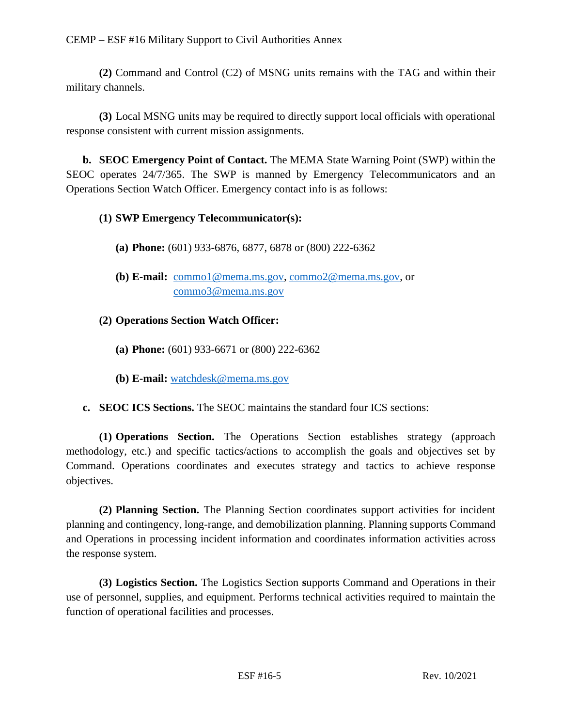**(2)** Command and Control (C2) of MSNG units remains with the TAG and within their military channels.

**(3)** Local MSNG units may be required to directly support local officials with operational response consistent with current mission assignments.

**b. SEOC Emergency Point of Contact.** The MEMA State Warning Point (SWP) within the SEOC operates 24/7/365. The SWP is manned by Emergency Telecommunicators and an Operations Section Watch Officer. Emergency contact info is as follows:

**(1) SWP Emergency Telecommunicator(s):**

**(a) Phone:** (601) 933-6876, 6877, 6878 or (800) 222-6362

**(b) E-mail:** commo1@mema.ms.gov, commo2@mema.ms.gov, or commo3@mema.ms.gov

**(2) Operations Section Watch Officer:**

**(a) Phone:** (601) 933-6671 or (800) 222-6362

**(b) E-mail:** watchdesk@mema.ms.gov

**c. SEOC ICS Sections.** The SEOC maintains the standard four ICS sections:

**(1) Operations Section.** The Operations Section establishes strategy (approach methodology, etc.) and specific tactics/actions to accomplish the goals and objectives set by Command. Operations coordinates and executes strategy and tactics to achieve response objectives.

**(2) Planning Section.** The Planning Section coordinates support activities for incident planning and contingency, long-range, and demobilization planning. Planning supports Command and Operations in processing incident information and coordinates information activities across the response system.

**(3) Logistics Section.** The Logistics Section supports Command and Operations in their use of personnel, supplies, and equipment. Performs technical activities required to maintain the function of operational facilities and processes.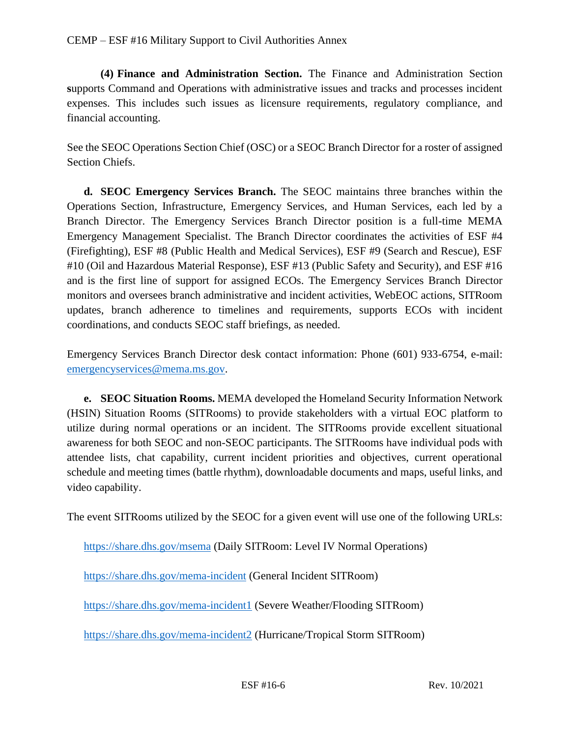**(4) Finance and Administration Section.** The Finance and Administration Section supports Command and Operations with administrative issues and tracks and processes incident expenses. This includes such issues as licensure requirements, regulatory compliance, and financial accounting.

See the SEOC Operations Section Chief (OSC) or a SEOC Branch Director for a roster of assigned Section Chiefs.

**d. SEOC Emergency Services Branch.** The SEOC maintains three branches within the Operations Section, Infrastructure, Emergency Services, and Human Services, each led by a Branch Director. The Emergency Services Branch Director position is a full-time MEMA Emergency Management Specialist. The Branch Director coordinates the activities of ESF #4 (Firefighting), ESF #8 (Public Health and Medical Services), ESF #9 (Search and Rescue), ESF #10 (Oil and Hazardous Material Response), ESF #13 (Public Safety and Security), and ESF #16 and is the first line of support for assigned ECOs. The Emergency Services Branch Director monitors and oversees branch administrative and incident activities, WebEOC actions, SITRoom updates, branch adherence to timelines and requirements, supports ECOs with incident coordinations, and conducts SEOC staff briefings, as needed.

Emergency Services Branch Director desk contact information: Phone (601) 933-6754, e-mail: emergencyservices@mema.ms.gov.

**e. SEOC Situation Rooms.** MEMA developed the Homeland Security Information Network (HSIN) Situation Rooms (SITRooms) to provide stakeholders with a virtual EOC platform to utilize during normal operations or an incident. The SITRooms provide excellent situational awareness for both SEOC and non-SEOC participants. The SITRooms have individual pods with attendee lists, chat capability, current incident priorities and objectives, current operational schedule and meeting times (battle rhythm), downloadable documents and maps, useful links, and video capability.

The event SITRooms utilized by the SEOC for a given event will use one of the following URLs:

https://share.dhs.gov/msema (Daily SITRoom: Level IV Normal Operations)

https://share.dhs.gov/mema-incident (General Incident SITRoom)

https://share.dhs.gov/mema-incident1 (Severe Weather/Flooding SITRoom)

https://share.dhs.gov/mema-incident2 (Hurricane/Tropical Storm SITRoom)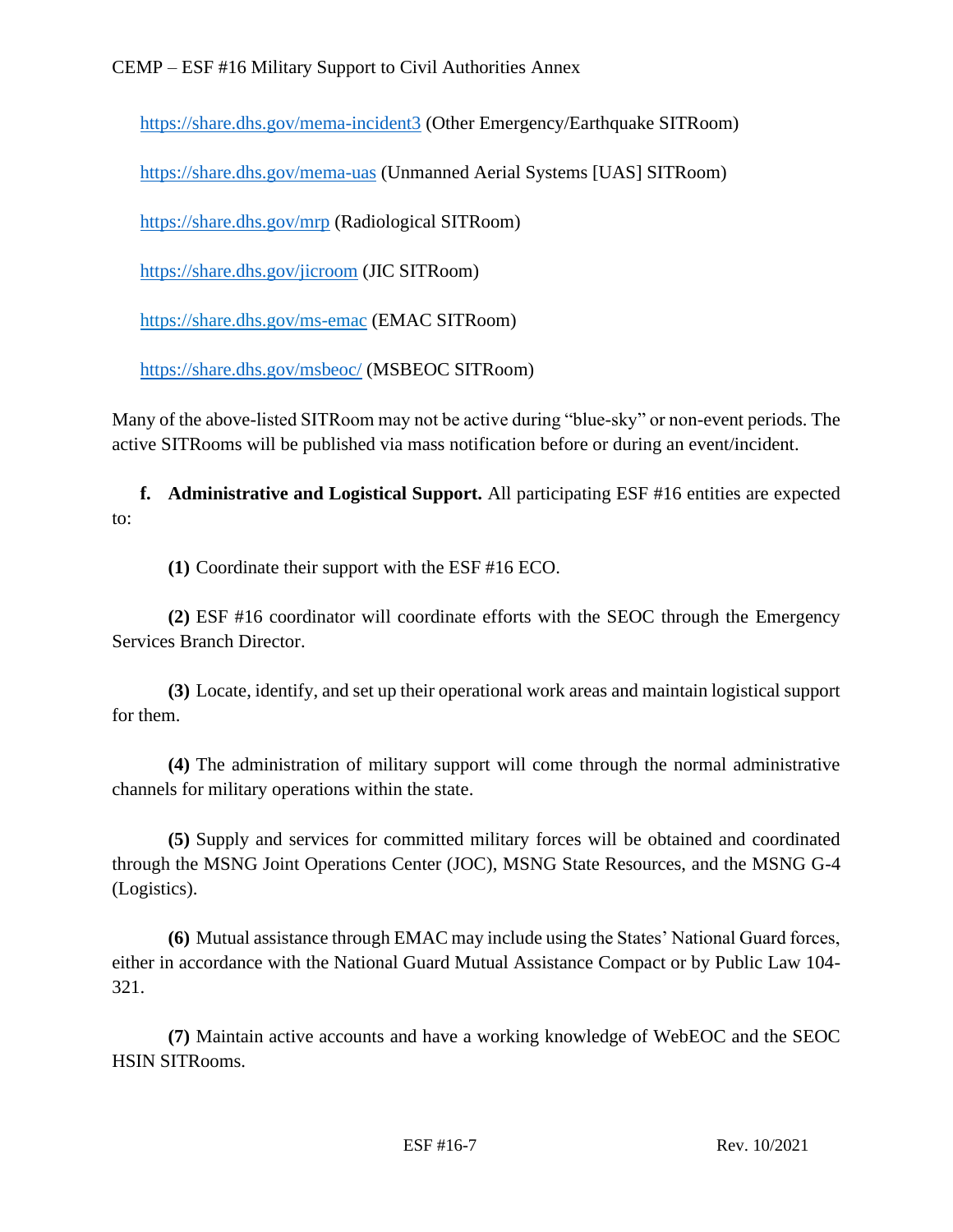https://share.dhs.gov/mema-incident3 (Other Emergency/Earthquake SITRoom)

https://share.dhs.gov/mema-uas (Unmanned Aerial Systems [UAS] SITRoom)

https://share.dhs.gov/mrp (Radiological SITRoom)

https://share.dhs.gov/jicroom (JIC SITRoom)

https://share.dhs.gov/ms-emac (EMAC SITRoom)

https://share.dhs.gov/msbeoc/ (MSBEOC SITRoom)

Many of the above-listed SITRoom may not be active during "blue-sky" or non-event periods. The active SITRooms will be published via mass notification before or during an event/incident.

**f. Administrative and Logistical Support.** All participating ESF #16 entities are expected to:

**(1)** Coordinate their support with the ESF #16 ECO.

**(2)** ESF #16 coordinator will coordinate efforts with the SEOC through the Emergency Services Branch Director.

**(3)** Locate, identify, and set up their operational work areas and maintain logistical support for them.

**(4)** The administration of military support will come through the normal administrative channels for military operations within the state.

**(5)** Supply and services for committed military forces will be obtained and coordinated through the MSNG Joint Operations Center (JOC), MSNG State Resources, and the MSNG G-4 (Logistics).

**(6)** Mutual assistance through EMAC may include using the States' National Guard forces, either in accordance with the National Guard Mutual Assistance Compact or by Public Law 104-321.

**(7)** Maintain active accounts and have a working knowledge of WebEOC and the SEOC HSIN SITRooms.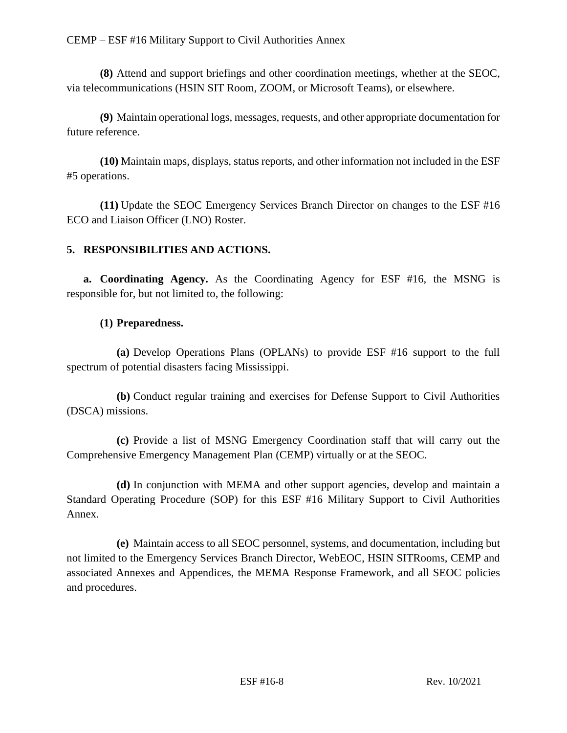**(8)** Attend and support briefings and other coordination meetings, whether at the SEOC, via telecommunications (HSIN SIT Room, ZOOM, or Microsoft Teams), or elsewhere.

**(9)** Maintain operational logs, messages, requests, and other appropriate documentation for future reference.

**(10)** Maintain maps, displays, status reports, and other information not included in the ESF #5 operations.

**(11)** Update the SEOC Emergency Services Branch Director on changes to the ESF #16 ECO and Liaison Officer (LNO) Roster.

## 5. RESPONSIBILITIES AND ACTIONS.

**a. Coordinating Agency.** As the Coordinating Agency for ESF #16, the MSNG is responsible for, but not limited to, the following:

**(1) Preparedness.**

**(a)** Develop Operations Plans (OPLANs) to provide ESF #16 support to the full spectrum of potential disasters facing Mississippi.

**(b)** Conduct regular training and exercises for Defense Support to Civil Authorities (DSCA) missions.

**(c)** Provide a list of MSNG Emergency Coordination staff that will carry out the Comprehensive Emergency Management Plan (CEMP) virtually or at the SEOC.

**(d)** In conjunction with MEMA and other support agencies, develop and maintain a Standard Operating Procedure (SOP) for this ESF #16 Military Support to Civil Authorities Annex.

**(e)** Maintain access to all SEOC personnel, systems, and documentation, including but not limited to the Emergency Services Branch Director, WebEOC, HSIN SITRooms, CEMP and associated Annexes and Appendices, the MEMA Response Framework, and all SEOC policies and procedures.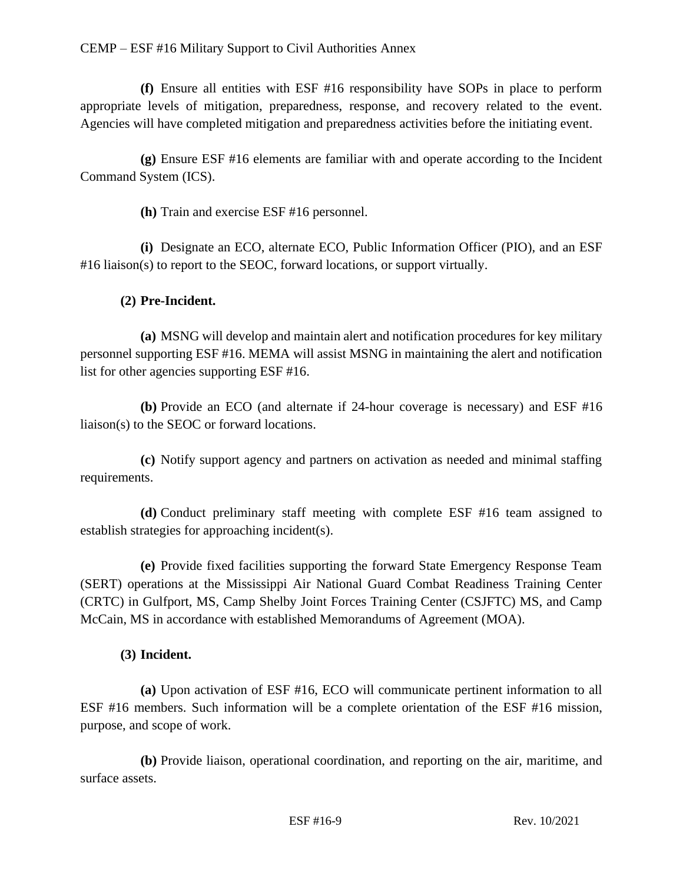**(f)** Ensure all entities with ESF #16 responsibility have SOPs in place to perform appropriate levels of mitigation, preparedness, response, and recovery related to the event. Agencies will have completed mitigation and preparedness activities before the initiating event.

**(g)** Ensure ESF #16 elements are familiar with and operate according to the Incident Command System (ICS).

**(h)** Train and exercise ESF #16 personnel.

**(i)** Designate an ECO, alternate ECO, Public Information Officer (PIO), and an ESF #16 liaison(s) to report to the SEOC, forward locations, or support virtually.

**(2) Pre-Incident.**

**(a)** MSNG will develop and maintain alert and notification procedures for key military personnel supporting ESF #16. MEMA will assist MSNG in maintaining the alert and notification list for other agencies supporting ESF #16.

**(b)** Provide an ECO (and alternate if 24-hour coverage is necessary) and ESF #16 liaison(s) to the SEOC or forward locations.

**(c)** Notify support agency and partners on activation as needed and minimal staffing requirements.

**(d)** Conduct preliminary staff meeting with complete ESF #16 team assigned to establish strategies for approaching incident(s).

**(e)** Provide fixed facilities supporting the forward State Emergency Response Team (SERT) operations at the Mississippi Air National Guard Combat Readiness Training Center (CRTC) in Gulfport, MS, Camp Shelby Joint Forces Training Center (CSJFTC) MS, and Camp McCain, MS in accordance with established Memorandums of Agreement (MOA).

**(3) Incident.**

**(a)** Upon activation of ESF #16, ECO will communicate pertinent information to all ESF #16 members. Such information will be a complete orientation of the ESF #16 mission, purpose, and scope of work.

**(b)** Provide liaison, operational coordination, and reporting on the air, maritime, and surface assets.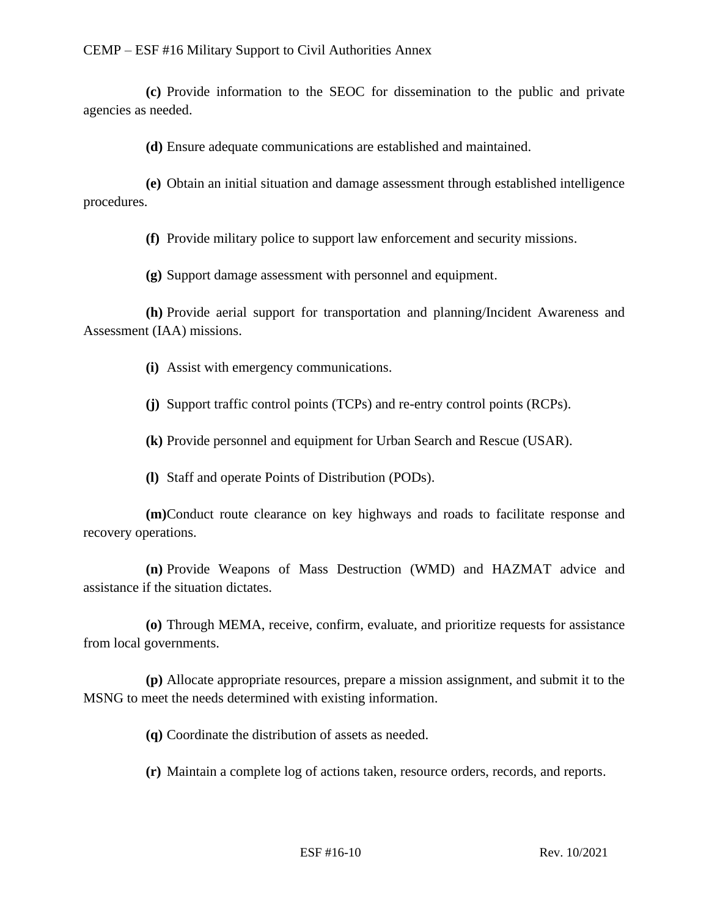**(c)** Provide information to the SEOC for dissemination to the public and private agencies as needed.

**(d)** Ensure adequate communications are established and maintained.

**(e)** Obtain an initial situation and damage assessment through established intelligence procedures.

**(f)** Provide military police to support law enforcement and security missions.

**(g)** Support damage assessment with personnel and equipment.

**(h)** Provide aerial support for transportation and planning/Incident Awareness and Assessment (IAA) missions.

**(i)** Assist with emergency communications.

**(j)** Support traffic control points (TCPs) and re-entry control points (RCPs).

**(k)** Provide personnel and equipment for Urban Search and Rescue (USAR).

**(l)** Staff and operate Points of Distribution (PODs).

**(m)** Conduct route clearance on key highways and roads to facilitate response and recovery operations.

**(n)** Provide Weapons of Mass Destruction (WMD) and HAZMAT advice and assistance if the situation dictates.

**(o)** Through MEMA, receive, confirm, evaluate, and prioritize requests for assistance from local governments.

**(p)** Allocate appropriate resources, prepare a mission assignment, and submit it to the MSNG to meet the needs determined with existing information.

**(q)** Coordinate the distribution of assets as needed.

**(r)** Maintain a complete log of actions taken, resource orders, records, and reports.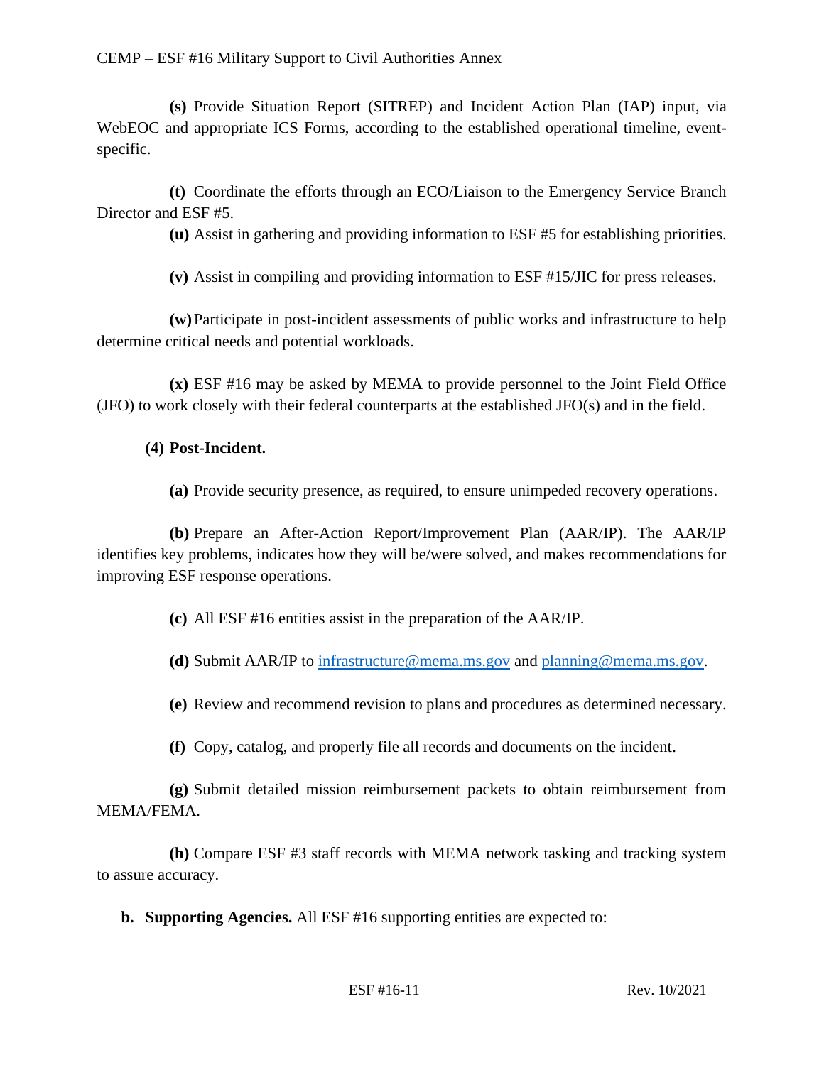**(s)** Provide Situation Report (SITREP) and Incident Action Plan (IAP) input, via WebEOC and appropriate ICS Forms, according to the established operational timeline, event-specific.

**(t)** Coordinate the efforts through an ECO/Liaison to the Emergency Service Branch Director and ESF #5.

**(u)** Assist in gathering and providing information to ESF #5 for establishing priorities.

**(v)** Assist in compiling and providing information to ESF #15/JIC for press releases.

**(w)** Participate in post-incident assessments of public works and infrastructure to help determine critical needs and potential workloads.

**(x)** ESF #16 may be asked by MEMA to provide personnel to the Joint Field Office (JFO) to work closely with their federal counterparts at the established JFO(s) and in the field.

**(4) Post-Incident.**

**(a)** Provide security presence, as required, to ensure unimpeded recovery operations.

**(b)** Prepare an After-Action Report/Improvement Plan (AAR/IP). The AAR/IP identifies key problems, indicates how they will be/were solved, and makes recommendations for improving ESF response operations.

**(c)** All ESF #16 entities assist in the preparation of the AAR/IP.

**(d)** Submit AAR/IP to infrastructure@mema.ms.gov and planning@mema.ms.gov.

**(e)** Review and recommend revision to plans and procedures as determined necessary.

**(f)** Copy, catalog, and properly file all records and documents on the incident.

**(g)** Submit detailed mission reimbursement packets to obtain reimbursement from MEMA/FEMA.

**(h)** Compare ESF #3 staff records with MEMA network tasking and tracking system to assure accuracy.

**b. Supporting Agencies.** All ESF #16 supporting entities are expected to: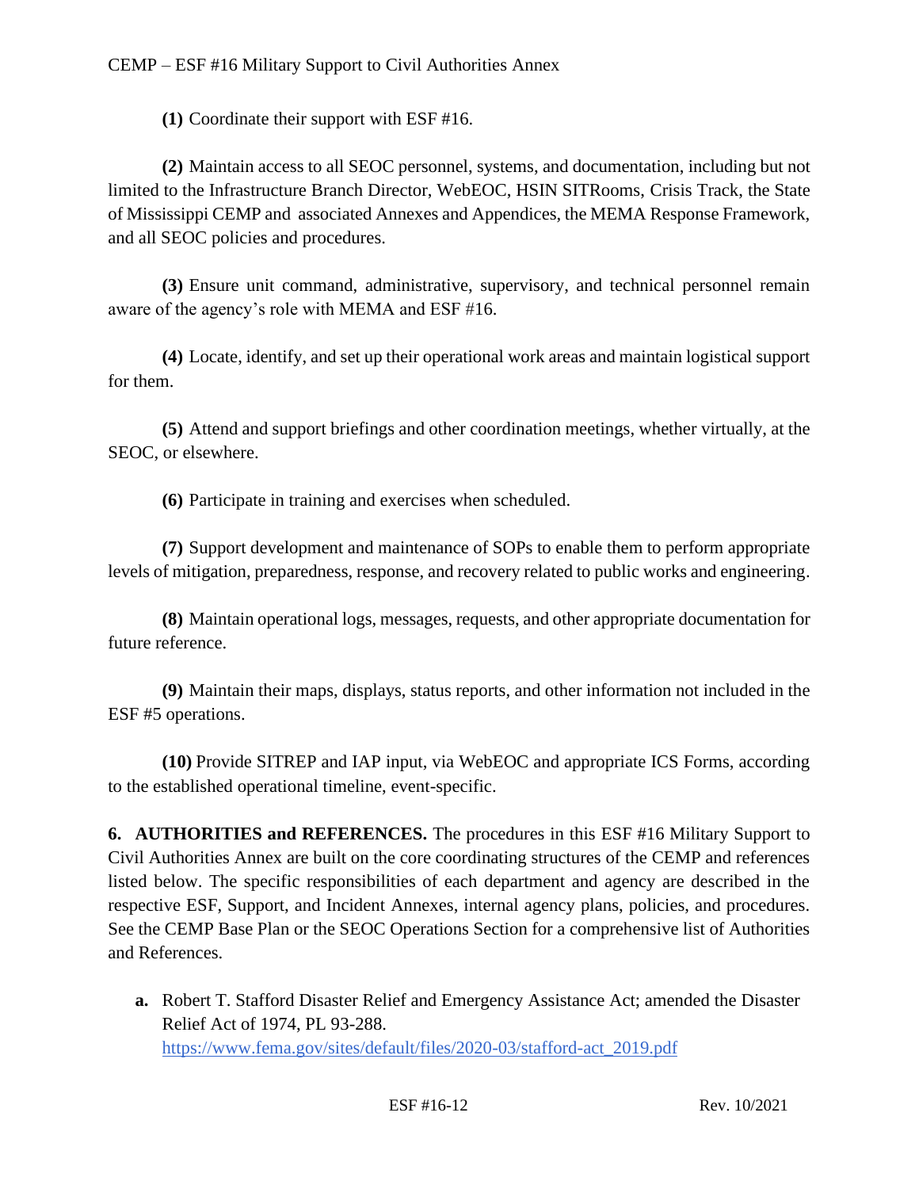**(1)** Coordinate their support with ESF #16.

**(2)** Maintain access to all SEOC personnel, systems, and documentation, including but not limited to the Infrastructure Branch Director, WebEOC, HSIN SITRooms, Crisis Track, the State of Mississippi CEMP and associated Annexes and Appendices, the MEMA Response Framework, and all SEOC policies and procedures.

**(3)** Ensure unit command, administrative, supervisory, and technical personnel remain aware of the agency's role with MEMA and ESF #16.

**(4)** Locate, identify, and set up their operational work areas and maintain logistical support for them.

**(5)** Attend and support briefings and other coordination meetings, whether virtually, at the SEOC, or elsewhere.

**(6)** Participate in training and exercises when scheduled.

**(7)** Support development and maintenance of SOPs to enable them to perform appropriate levels of mitigation, preparedness, response, and recovery related to public works and engineering.

**(8)** Maintain operational logs, messages, requests, and other appropriate documentation for future reference.

**(9)** Maintain their maps, displays, status reports, and other information not included in the ESF #5 operations.

**(10)** Provide SITREP and IAP input, via WebEOC and appropriate ICS Forms, according to the established operational timeline, event-specific.

**6. AUTHORITIES and REFERENCES.** The procedures in this ESF #16 Military Support to Civil Authorities Annex are built on the core coordinating structures of the CEMP and references listed below. The specific responsibilities of each department and agency are described in the respective ESF, Support, and Incident Annexes, internal agency plans, policies, and procedures. See the CEMP Base Plan or the SEOC Operations Section for a comprehensive list of Authorities and References.

**a.** Robert T. Stafford Disaster Relief and Emergency Assistance Act; amended the Disaster Relief Act of 1974, PL 93-288.
https://www.fema.gov/sites/default/files/2020-03/stafford-act_2019.pdf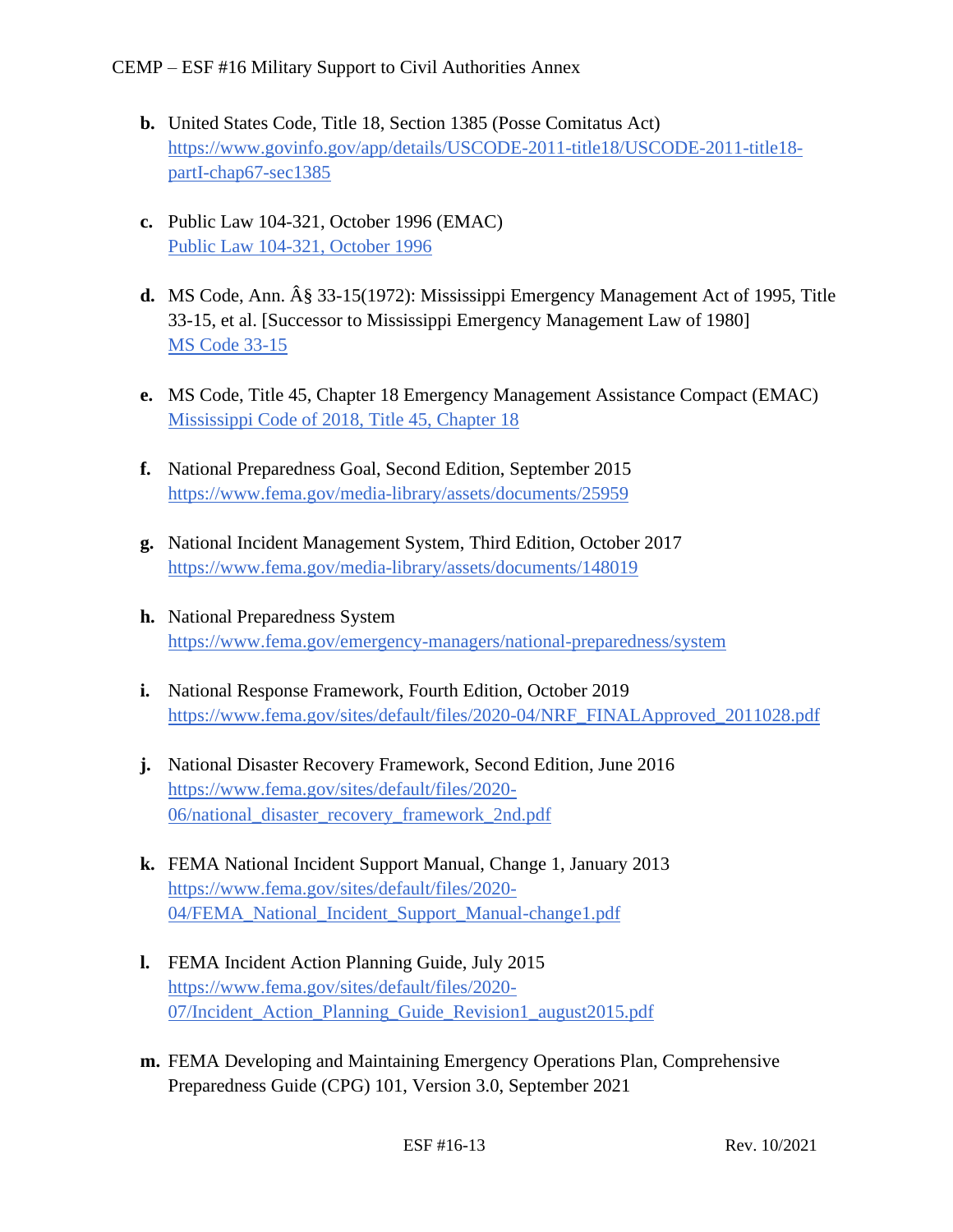- **b.** United States Code, Title 18, Section 1385 (Posse Comitatus Act) https://www.govinfo.gov/app/details/USCODE-2011-title18/USCODE-2011-title18-partI-chap67-sec1385

- **c.** Public Law 104-321, October 1996 (EMAC) Public Law 104-321, October 1996

- **d.** MS Code, Ann. Â§ 33-15(1972): Mississippi Emergency Management Act of 1995, Title 33-15, et al. [Successor to Mississippi Emergency Management Law of 1980] MS Code 33-15

- **e.** MS Code, Title 45, Chapter 18 Emergency Management Assistance Compact (EMAC) Mississippi Code of 2018, Title 45, Chapter 18

- **f.** National Preparedness Goal, Second Edition, September 2015 https://www.fema.gov/media-library/assets/documents/25959

- **g.** National Incident Management System, Third Edition, October 2017 https://www.fema.gov/media-library/assets/documents/148019

- **h.** National Preparedness System https://www.fema.gov/emergency-managers/national-preparedness/system

- **i.** National Response Framework, Fourth Edition, October 2019 https://www.fema.gov/sites/default/files/2020-04/NRF_FINALApproved_2011028.pdf

- **j.** National Disaster Recovery Framework, Second Edition, June 2016 https://www.fema.gov/sites/default/files/2020-06/national_disaster_recovery_framework_2nd.pdf

- **k.** FEMA National Incident Support Manual, Change 1, January 2013 https://www.fema.gov/sites/default/files/2020-04/FEMA_National_Incident_Support_Manual-change1.pdf

- **l.** FEMA Incident Action Planning Guide, July 2015 https://www.fema.gov/sites/default/files/2020-07/Incident_Action_Planning_Guide_Revision1_august2015.pdf

- **m.** FEMA Developing and Maintaining Emergency Operations Plan, Comprehensive Preparedness Guide (CPG) 101, Version 3.0, September 2021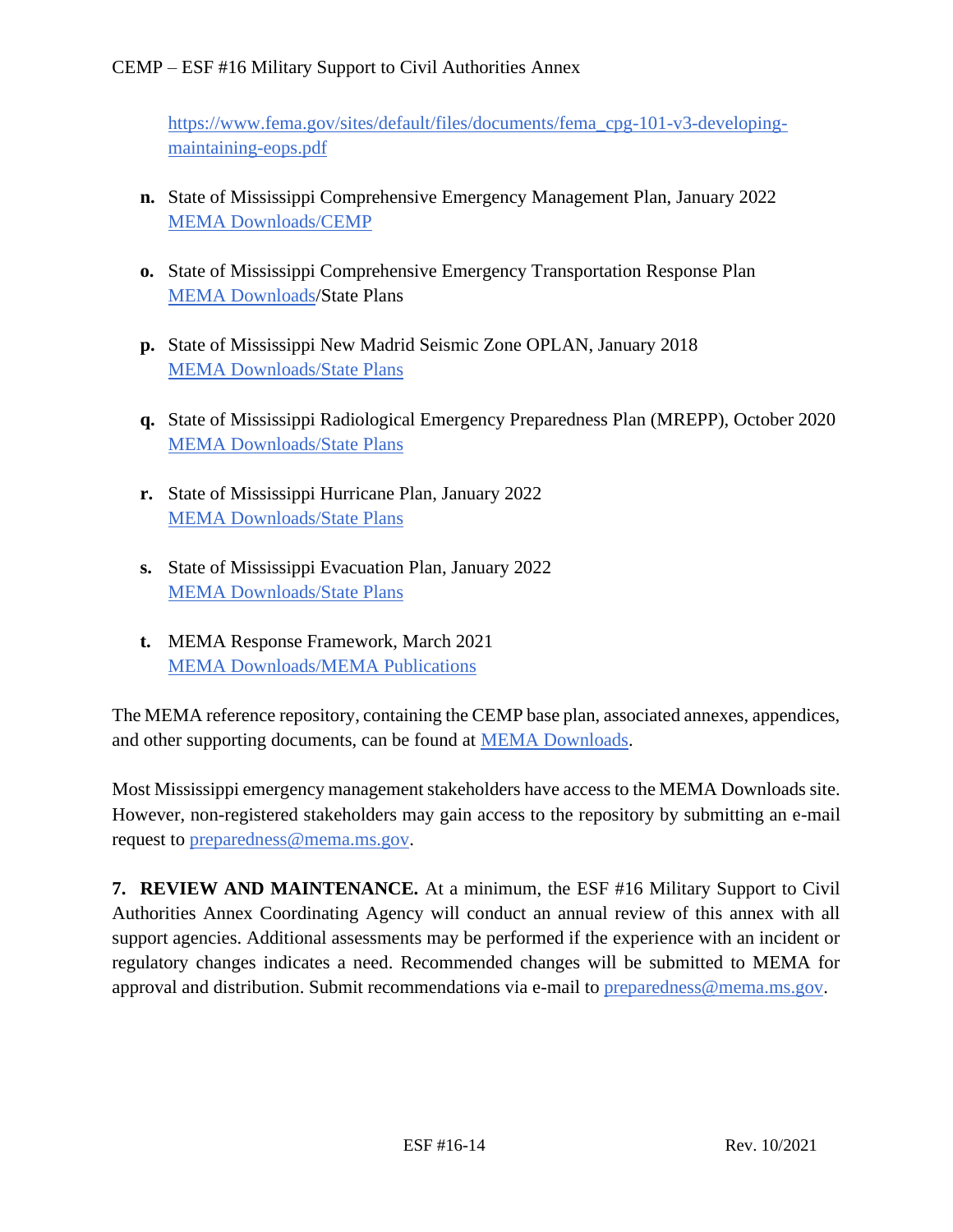https://www.fema.gov/sites/default/files/documents/fema_cpg-101-v3-developing-maintaining-eops.pdf

**n.** State of Mississippi Comprehensive Emergency Management Plan, January 2022
MEMA Downloads/CEMP

**o.** State of Mississippi Comprehensive Emergency Transportation Response Plan
MEMA Downloads/State Plans

**p.** State of Mississippi New Madrid Seismic Zone OPLAN, January 2018
MEMA Downloads/State Plans

**q.** State of Mississippi Radiological Emergency Preparedness Plan (MREPP), October 2020
MEMA Downloads/State Plans

**r.** State of Mississippi Hurricane Plan, January 2022
MEMA Downloads/State Plans

**s.** State of Mississippi Evacuation Plan, January 2022
MEMA Downloads/State Plans

**t.** MEMA Response Framework, March 2021
MEMA Downloads/MEMA Publications

The MEMA reference repository, containing the CEMP base plan, associated annexes, appendices, and other supporting documents, can be found at MEMA Downloads.

Most Mississippi emergency management stakeholders have access to the MEMA Downloads site. However, non-registered stakeholders may gain access to the repository by submitting an e-mail request to preparedness@mema.ms.gov.

**7. REVIEW AND MAINTENANCE.** At a minimum, the ESF #16 Military Support to Civil Authorities Annex Coordinating Agency will conduct an annual review of this annex with all support agencies. Additional assessments may be performed if the experience with an incident or regulatory changes indicates a need. Recommended changes will be submitted to MEMA for approval and distribution. Submit recommendations via e-mail to preparedness@mema.ms.gov.